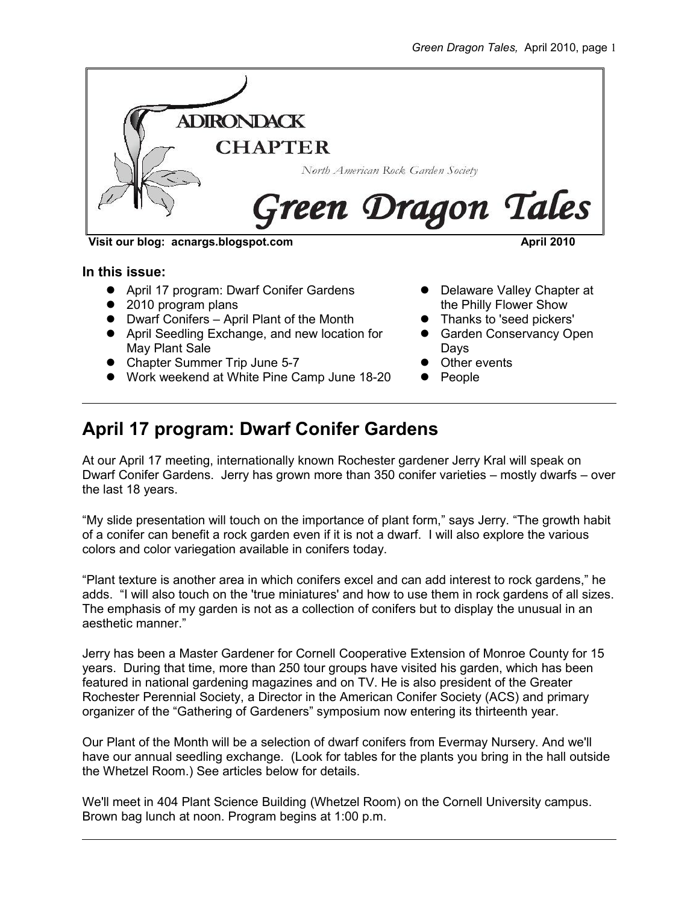ADIRONDACK CHAPTER

North American Rock Garden Society

# Green Dragon Tales

**Visit our blog: acnargs.blogspot.com** **April 2010**

**In this issue:**

- April 17 program: Dwarf Conifer Gardens
- 2010 program plans
- Dwarf Conifers – April Plant of the Month
- April Seedling Exchange, and new location for May Plant Sale
- Chapter Summer Trip June 5-7
- Work weekend at White Pine Camp June 18-20
- Delaware Valley Chapter at the Philly Flower Show
- Thanks to 'seed pickers'
- Garden Conservancy Open Days
- Other events
- People

---

## April 17 program: Dwarf Conifer Gardens

At our April 17 meeting, internationally known Rochester gardener Jerry Kral will speak on Dwarf Conifer Gardens. Jerry has grown more than 350 conifer varieties – mostly dwarfs – over the last 18 years.

"My slide presentation will touch on the importance of plant form," says Jerry. "The growth habit of a conifer can benefit a rock garden even if it is not a dwarf. I will also explore the various colors and color variegation available in conifers today.

"Plant texture is another area in which conifers excel and can add interest to rock gardens," he adds. "I will also touch on the 'true miniatures' and how to use them in rock gardens of all sizes. The emphasis of my garden is not as a collection of conifers but to display the unusual in an aesthetic manner."

Jerry has been a Master Gardener for Cornell Cooperative Extension of Monroe County for 15 years. During that time, more than 250 tour groups have visited his garden, which has been featured in national gardening magazines and on TV. He is also president of the Greater Rochester Perennial Society, a Director in the American Conifer Society (ACS) and primary organizer of the "Gathering of Gardeners" symposium now entering its thirteenth year.

Our Plant of the Month will be a selection of dwarf conifers from Evermay Nursery. And we'll have our annual seedling exchange. (Look for tables for the plants you bring in the hall outside the Whetzel Room.) See articles below for details.

We'll meet in 404 Plant Science Building (Whetzel Room) on the Cornell University campus. Brown bag lunch at noon. Program begins at 1:00 p.m.

---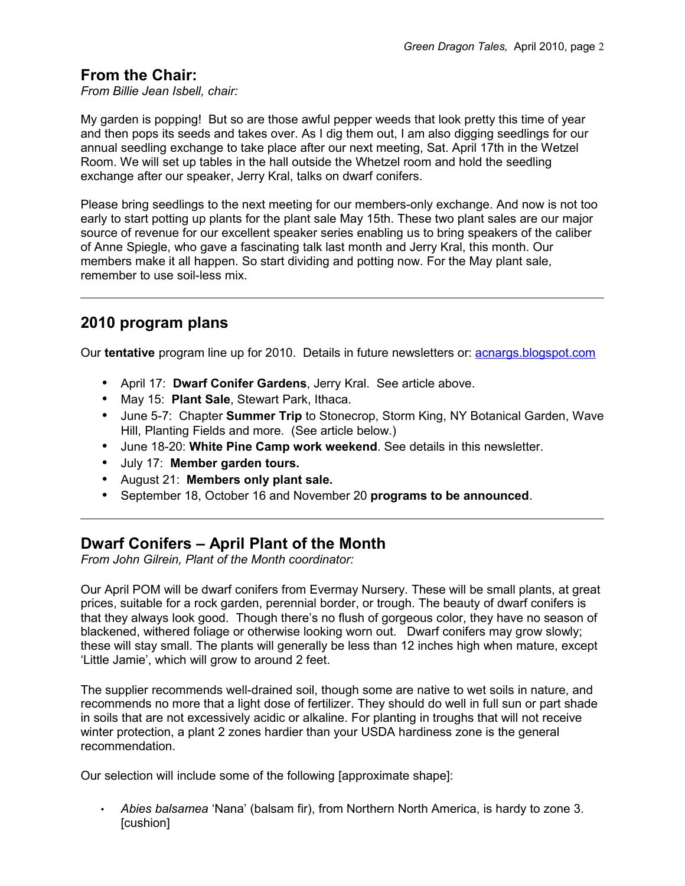## From the Chair:

*From Billie Jean Isbell, chair:*

My garden is popping! But so are those awful pepper weeds that look pretty this time of year and then pops its seeds and takes over. As I dig them out, I am also digging seedlings for our annual seedling exchange to take place after our next meeting, Sat. April 17th in the Wetzel Room. We will set up tables in the hall outside the Whetzel room and hold the seedling exchange after our speaker, Jerry Kral, talks on dwarf conifers.

Please bring seedlings to the next meeting for our members-only exchange. And now is not too early to start potting up plants for the plant sale May 15th. These two plant sales are our major source of revenue for our excellent speaker series enabling us to bring speakers of the caliber of Anne Spiegle, who gave a fascinating talk last month and Jerry Kral, this month. Our members make it all happen. So start dividing and potting now. For the May plant sale, remember to use soil-less mix.

---

## 2010 program plans

Our **tentative** program line up for 2010. Details in future newsletters or: [acnargs.blogspot.com](acnargs.blogspot.com)

- April 17: **Dwarf Conifer Gardens**, Jerry Kral. See article above.
- May 15: **Plant Sale**, Stewart Park, Ithaca.
- June 5-7: Chapter **Summer Trip** to Stonecrop, Storm King, NY Botanical Garden, Wave Hill, Planting Fields and more. (See article below.)
- June 18-20: **White Pine Camp work weekend**. See details in this newsletter.
- July 17: **Member garden tours.**
- August 21: **Members only plant sale.**
- September 18, October 16 and November 20 **programs to be announced**.

---

## Dwarf Conifers – April Plant of the Month

*From John Gilrein, Plant of the Month coordinator:*

Our April POM will be dwarf conifers from Evermay Nursery. These will be small plants, at great prices, suitable for a rock garden, perennial border, or trough. The beauty of dwarf conifers is that they always look good. Though there's no flush of gorgeous color, they have no season of blackened, withered foliage or otherwise looking worn out. Dwarf conifers may grow slowly; these will stay small. The plants will generally be less than 12 inches high when mature, except 'Little Jamie', which will grow to around 2 feet.

The supplier recommends well-drained soil, though some are native to wet soils in nature, and recommends no more that a light dose of fertilizer. They should do well in full sun or part shade in soils that are not excessively acidic or alkaline. For planting in troughs that will not receive winter protection, a plant 2 zones hardier than your USDA hardiness zone is the general recommendation.

Our selection will include some of the following [approximate shape]:

- *Abies balsamea* 'Nana' (balsam fir), from Northern North America, is hardy to zone 3. [cushion]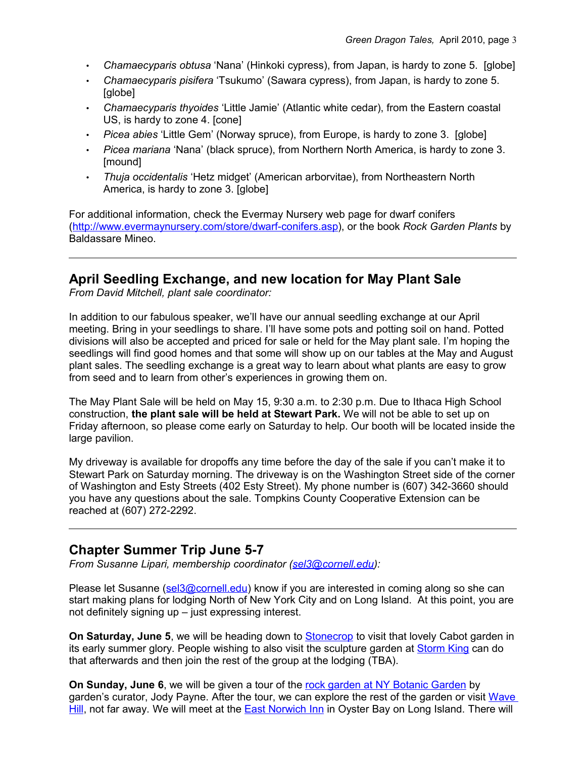- *Chamaecyparis obtusa* 'Nana' (Hinkoki cypress), from Japan, is hardy to zone 5. [globe]
- *Chamaecyparis pisifera* 'Tsukumo' (Sawara cypress), from Japan, is hardy to zone 5. [globe]
- *Chamaecyparis thyoides* 'Little Jamie' (Atlantic white cedar), from the Eastern coastal US, is hardy to zone 4. [cone]
- *Picea abies* 'Little Gem' (Norway spruce), from Europe, is hardy to zone 3. [globe]
- *Picea mariana* 'Nana' (black spruce), from Northern North America, is hardy to zone 3. [mound]
- *Thuja occidentalis* 'Hetz midget' (American arborvitae), from Northeastern North America, is hardy to zone 3. [globe]

For additional information, check the Evermay Nursery web page for dwarf conifers (http://www.evermaynursery.com/store/dwarf-conifers.asp), or the book *Rock Garden Plants* by Baldassare Mineo.

---

## April Seedling Exchange, and new location for May Plant Sale

*From David Mitchell, plant sale coordinator:*

In addition to our fabulous speaker, we'll have our annual seedling exchange at our April meeting. Bring in your seedlings to share. I'll have some pots and potting soil on hand. Potted divisions will also be accepted and priced for sale or held for the May plant sale. I'm hoping the seedlings will find good homes and that some will show up on our tables at the May and August plant sales. The seedling exchange is a great way to learn about what plants are easy to grow from seed and to learn from other's experiences in growing them on.

The May Plant Sale will be held on May 15, 9:30 a.m. to 2:30 p.m. Due to Ithaca High School construction, **the plant sale will be held at Stewart Park.** We will not be able to set up on Friday afternoon, so please come early on Saturday to help. Our booth will be located inside the large pavilion.

My driveway is available for dropoffs any time before the day of the sale if you can't make it to Stewart Park on Saturday morning. The driveway is on the Washington Street side of the corner of Washington and Esty Streets (402 Esty Street). My phone number is (607) 342-3660 should you have any questions about the sale. Tompkins County Cooperative Extension can be reached at (607) 272-2292.

---

## Chapter Summer Trip June 5-7

*From Susanne Lipari, membership coordinator (sel3@cornell.edu):*

Please let Susanne (sel3@cornell.edu) know if you are interested in coming along so she can start making plans for lodging North of New York City and on Long Island. At this point, you are not definitely signing up – just expressing interest.

**On Saturday, June 5**, we will be heading down to Stonecrop to visit that lovely Cabot garden in its early summer glory. People wishing to also visit the sculpture garden at Storm King can do that afterwards and then join the rest of the group at the lodging (TBA).

**On Sunday, June 6**, we will be given a tour of the rock garden at NY Botanic Garden by garden's curator, Jody Payne. After the tour, we can explore the rest of the garden or visit Wave Hill, not far away. We will meet at the East Norwich Inn in Oyster Bay on Long Island. There will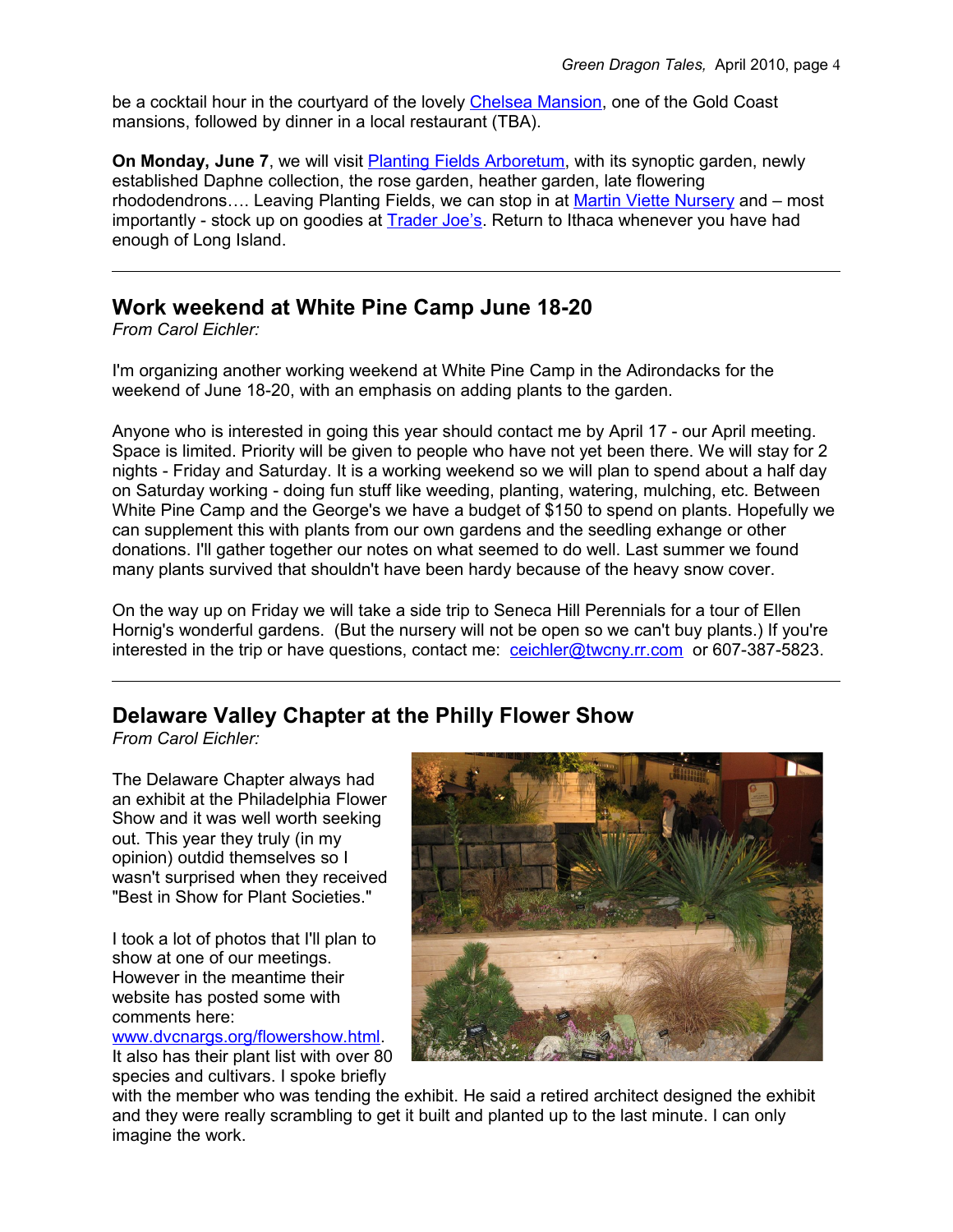be a cocktail hour in the courtyard of the lovely Chelsea Mansion, one of the Gold Coast mansions, followed by dinner in a local restaurant (TBA).

**On Monday, June 7**, we will visit Planting Fields Arboretum, with its synoptic garden, newly established Daphne collection, the rose garden, heather garden, late flowering rhododendrons…. Leaving Planting Fields, we can stop in at Martin Viette Nursery and – most importantly - stock up on goodies at Trader Joe's. Return to Ithaca whenever you have had enough of Long Island.

---

## Work weekend at White Pine Camp June 18-20

*From Carol Eichler:*

I'm organizing another working weekend at White Pine Camp in the Adirondacks for the weekend of June 18-20, with an emphasis on adding plants to the garden.

Anyone who is interested in going this year should contact me by April 17 - our April meeting. Space is limited. Priority will be given to people who have not yet been there. We will stay for 2 nights - Friday and Saturday. It is a working weekend so we will plan to spend about a half day on Saturday working - doing fun stuff like weeding, planting, watering, mulching, etc. Between White Pine Camp and the George's we have a budget of $150 to spend on plants. Hopefully we can supplement this with plants from our own gardens and the seedling exhange or other donations. I'll gather together our notes on what seemed to do well. Last summer we found many plants survived that shouldn't have been hardy because of the heavy snow cover.

On the way up on Friday we will take a side trip to Seneca Hill Perennials for a tour of Ellen Hornig's wonderful gardens. (But the nursery will not be open so we can't buy plants.) If you're interested in the trip or have questions, contact me: ceichler@twcny.rr.com or 607-387-5823.

---

## Delaware Valley Chapter at the Philly Flower Show

*From Carol Eichler:*

The Delaware Chapter always had an exhibit at the Philadelphia Flower Show and it was well worth seeking out. This year they truly (in my opinion) outdid themselves so I wasn't surprised when they received "Best in Show for Plant Societies."

I took a lot of photos that I'll plan to show at one of our meetings. However in the meantime their website has posted some with comments here: www.dvcnargs.org/flowershow.html. It also has their plant list with over 80 species and cultivars. I spoke briefly with the member who was tending the exhibit. He said a retired architect designed the exhibit and they were really scrambling to get it built and planted up to the last minute. I can only imagine the work.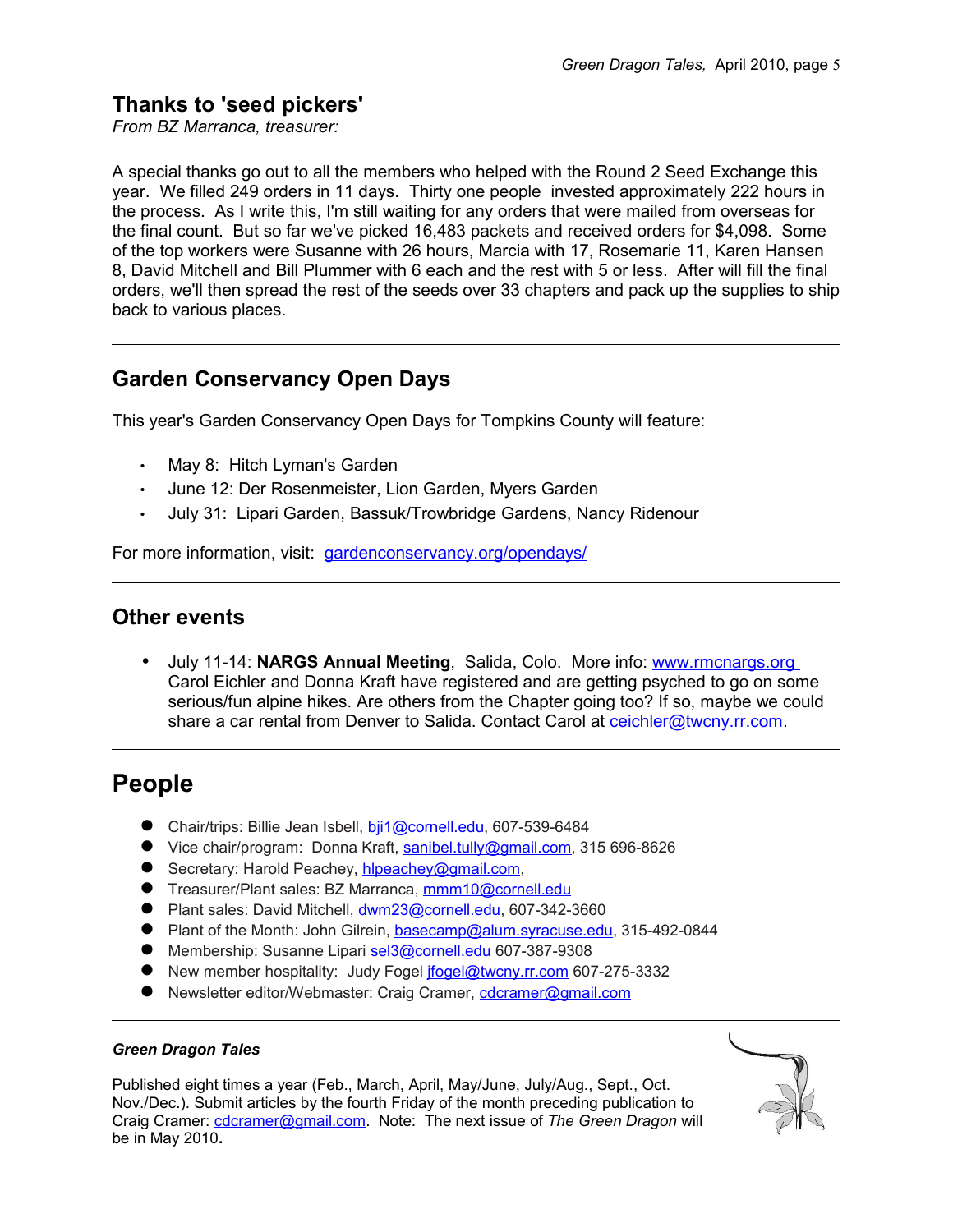## Thanks to 'seed pickers'

*From BZ Marranca, treasurer:*

A special thanks go out to all the members who helped with the Round 2 Seed Exchange this year. We filled 249 orders in 11 days. Thirty one people invested approximately 222 hours in the process. As I write this, I'm still waiting for any orders that were mailed from overseas for the final count. But so far we've picked 16,483 packets and received orders for $4,098. Some of the top workers were Susanne with 26 hours, Marcia with 17, Rosemarie 11, Karen Hansen 8, David Mitchell and Bill Plummer with 6 each and the rest with 5 or less. After will fill the final orders, we'll then spread the rest of the seeds over 33 chapters and pack up the supplies to ship back to various places.

---

## Garden Conservancy Open Days

This year's Garden Conservancy Open Days for Tompkins County will feature:

- May 8: Hitch Lyman's Garden
- June 12: Der Rosenmeister, Lion Garden, Myers Garden
- July 31: Lipari Garden, Bassuk/Trowbridge Gardens, Nancy Ridenour

For more information, visit: gardenconservancy.org/opendays/

---

## Other events

- July 11-14: **NARGS Annual Meeting**, Salida, Colo. More info: www.rmcnargs.org Carol Eichler and Donna Kraft have registered and are getting psyched to go on some serious/fun alpine hikes. Are others from the Chapter going too? If so, maybe we could share a car rental from Denver to Salida. Contact Carol at ceichler@twcny.rr.com.

---

# People

- Chair/trips: Billie Jean Isbell, bji1@cornell.edu, 607-539-6484
- Vice chair/program: Donna Kraft, sanibel.tully@gmail.com, 315 696-8626
- Secretary: Harold Peachey, hlpeachey@gmail.com,
- Treasurer/Plant sales: BZ Marranca, mmm10@cornell.edu
- Plant sales: David Mitchell, dwm23@cornell.edu, 607-342-3660
- Plant of the Month: John Gilrein, basecamp@alum.syracuse.edu, 315-492-0844
- Membership: Susanne Lipari sel3@cornell.edu 607-387-9308
- New member hospitality: Judy Fogel jfogel@twcny.rr.com 607-275-3332
- Newsletter editor/Webmaster: Craig Cramer, cdcramer@gmail.com

---

***Green Dragon Tales***

Published eight times a year (Feb., March, April, May/June, July/Aug., Sept., Oct. Nov./Dec.). Submit articles by the fourth Friday of the month preceding publication to Craig Cramer: cdcramer@gmail.com. Note: The next issue of *The Green Dragon* will be in May 2010**.**